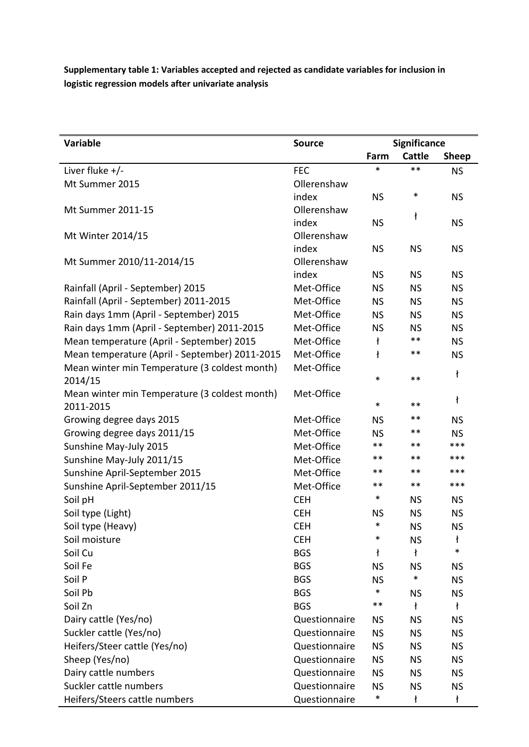**Supplementary table 1: Variables accepted and rejected as candidate variables for inclusion in logistic regression models after univariate analysis**

| Variable | Source | Significance | | |
|---|---|---|---|---|
| | | Farm | Cattle | Sheep |
| Liver fluke +/- | FEC | * | ** | NS |
| Mt Summer 2015 | Ollerenshaw index | NS | * | NS |
| Mt Summer 2011-15 | Ollerenshaw index | NS | ƚ | NS |
| Mt Winter 2014/15 | Ollerenshaw index | NS | NS | NS |
| Mt Summer 2010/11-2014/15 | Ollerenshaw index | NS | NS | NS |
| Rainfall (April - September) 2015 | Met-Office | NS | NS | NS |
| Rainfall (April - September) 2011-2015 | Met-Office | NS | NS | NS |
| Rain days 1mm (April - September) 2015 | Met-Office | NS | NS | NS |
| Rain days 1mm (April - September) 2011-2015 | Met-Office | NS | NS | NS |
| Mean temperature (April - September) 2015 | Met-Office | ƚ | ** | NS |
| Mean temperature (April - September) 2011-2015 | Met-Office | ƚ | ** | NS |
| Mean winter min Temperature (3 coldest month) 2014/15 | Met-Office | * | ** | ƚ |
| Mean winter min Temperature (3 coldest month) 2011-2015 | Met-Office | * | ** | ƚ |
| Growing degree days 2015 | Met-Office | NS | ** | NS |
| Growing degree days 2011/15 | Met-Office | NS | ** | NS |
| Sunshine May-July 2015 | Met-Office | ** | ** | *** |
| Sunshine May-July 2011/15 | Met-Office | ** | ** | *** |
| Sunshine April-September 2015 | Met-Office | ** | ** | *** |
| Sunshine April-September 2011/15 | Met-Office | ** | ** | *** |
| Soil pH | CEH | * | NS | NS |
| Soil type (Light) | CEH | NS | NS | NS |
| Soil type (Heavy) | CEH | * | NS | NS |
| Soil moisture | CEH | * | NS | ƚ |
| Soil Cu | BGS | ƚ | ƚ | * |
| Soil Fe | BGS | NS | NS | NS |
| Soil P | BGS | NS | * | NS |
| Soil Pb | BGS | * | NS | NS |
| Soil Zn | BGS | ** | ƚ | ƚ |
| Dairy cattle (Yes/no) | Questionnaire | NS | NS | NS |
| Suckler cattle (Yes/no) | Questionnaire | NS | NS | NS |
| Heifers/Steer cattle (Yes/no) | Questionnaire | NS | NS | NS |
| Sheep (Yes/no) | Questionnaire | NS | NS | NS |
| Dairy cattle numbers | Questionnaire | NS | NS | NS |
| Suckler cattle numbers | Questionnaire | NS | NS | NS |
| Heifers/Steers cattle numbers | Questionnaire | * | ƚ | ƚ |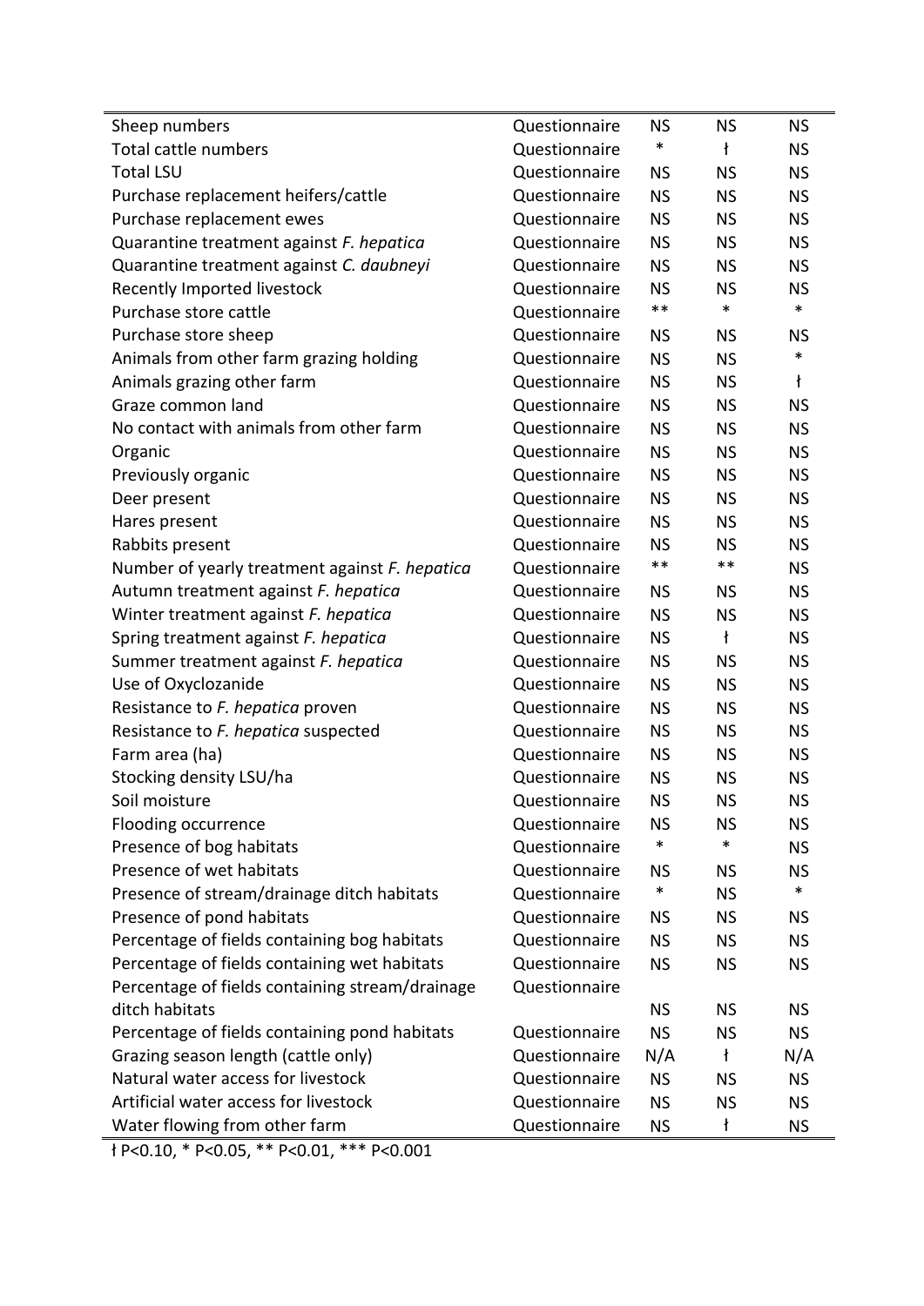| | | | | |
|---|---|---|---|---|
| Sheep numbers | Questionnaire | NS | NS | NS |
| Total cattle numbers | Questionnaire | * | ƚ | NS |
| Total LSU | Questionnaire | NS | NS | NS |
| Purchase replacement heifers/cattle | Questionnaire | NS | NS | NS |
| Purchase replacement ewes | Questionnaire | NS | NS | NS |
| Quarantine treatment against *F. hepatica* | Questionnaire | NS | NS | NS |
| Quarantine treatment against *C. daubneyi* | Questionnaire | NS | NS | NS |
| Recently Imported livestock | Questionnaire | NS | NS | NS |
| Purchase store cattle | Questionnaire | ** | * | * |
| Purchase store sheep | Questionnaire | NS | NS | NS |
| Animals from other farm grazing holding | Questionnaire | NS | NS | * |
| Animals grazing other farm | Questionnaire | NS | NS | ƚ |
| Graze common land | Questionnaire | NS | NS | NS |
| No contact with animals from other farm | Questionnaire | NS | NS | NS |
| Organic | Questionnaire | NS | NS | NS |
| Previously organic | Questionnaire | NS | NS | NS |
| Deer present | Questionnaire | NS | NS | NS |
| Hares present | Questionnaire | NS | NS | NS |
| Rabbits present | Questionnaire | NS | NS | NS |
| Number of yearly treatment against *F. hepatica* | Questionnaire | ** | ** | NS |
| Autumn treatment against *F. hepatica* | Questionnaire | NS | NS | NS |
| Winter treatment against *F. hepatica* | Questionnaire | NS | NS | NS |
| Spring treatment against *F. hepatica* | Questionnaire | NS | ƚ | NS |
| Summer treatment against *F. hepatica* | Questionnaire | NS | NS | NS |
| Use of Oxyclozanide | Questionnaire | NS | NS | NS |
| Resistance to *F. hepatica* proven | Questionnaire | NS | NS | NS |
| Resistance to *F. hepatica* suspected | Questionnaire | NS | NS | NS |
| Farm area (ha) | Questionnaire | NS | NS | NS |
| Stocking density LSU/ha | Questionnaire | NS | NS | NS |
| Soil moisture | Questionnaire | NS | NS | NS |
| Flooding occurrence | Questionnaire | NS | NS | NS |
| Presence of bog habitats | Questionnaire | * | * | NS |
| Presence of wet habitats | Questionnaire | NS | NS | NS |
| Presence of stream/drainage ditch habitats | Questionnaire | * | NS | * |
| Presence of pond habitats | Questionnaire | NS | NS | NS |
| Percentage of fields containing bog habitats | Questionnaire | NS | NS | NS |
| Percentage of fields containing wet habitats | Questionnaire | NS | NS | NS |
| Percentage of fields containing stream/drainage ditch habitats | Questionnaire | NS | NS | NS |
| Percentage of fields containing pond habitats | Questionnaire | NS | NS | NS |
| Grazing season length (cattle only) | Questionnaire | N/A | ƚ | N/A |
| Natural water access for livestock | Questionnaire | NS | NS | NS |
| Artificial water access for livestock | Questionnaire | NS | NS | NS |
| Water flowing from other farm | Questionnaire | NS | ƚ | NS |

ƚ P<0.10, * P<0.05, ** P<0.01, *** P<0.001